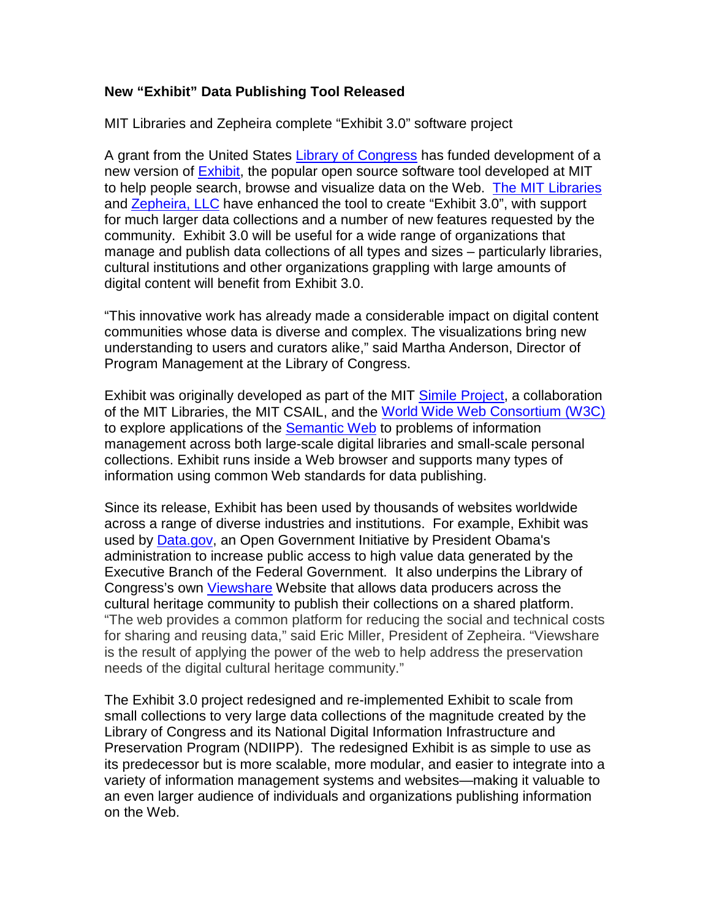**New "Exhibit" Data Publishing Tool Released**

MIT Libraries and Zepheira complete "Exhibit 3.0" software project

A grant from the United States Library of Congress has funded development of a new version of Exhibit, the popular open source software tool developed at MIT to help people search, browse and visualize data on the Web. The MIT Libraries and Zepheira, LLC have enhanced the tool to create "Exhibit 3.0", with support for much larger data collections and a number of new features requested by the community. Exhibit 3.0 will be useful for a wide range of organizations that manage and publish data collections of all types and sizes – particularly libraries, cultural institutions and other organizations grappling with large amounts of digital content will benefit from Exhibit 3.0.

"This innovative work has already made a considerable impact on digital content communities whose data is diverse and complex. The visualizations bring new understanding to users and curators alike," said Martha Anderson, Director of Program Management at the Library of Congress.

Exhibit was originally developed as part of the MIT Simile Project, a collaboration of the MIT Libraries, the MIT CSAIL, and the World Wide Web Consortium (W3C) to explore applications of the Semantic Web to problems of information management across both large-scale digital libraries and small-scale personal collections. Exhibit runs inside a Web browser and supports many types of information using common Web standards for data publishing.

Since its release, Exhibit has been used by thousands of websites worldwide across a range of diverse industries and institutions. For example, Exhibit was used by Data.gov, an Open Government Initiative by President Obama's administration to increase public access to high value data generated by the Executive Branch of the Federal Government. It also underpins the Library of Congress's own Viewshare Website that allows data producers across the cultural heritage community to publish their collections on a shared platform. "The web provides a common platform for reducing the social and technical costs for sharing and reusing data," said Eric Miller, President of Zepheira. "Viewshare is the result of applying the power of the web to help address the preservation needs of the digital cultural heritage community."

The Exhibit 3.0 project redesigned and re-implemented Exhibit to scale from small collections to very large data collections of the magnitude created by the Library of Congress and its National Digital Information Infrastructure and Preservation Program (NDIIPP). The redesigned Exhibit is as simple to use as its predecessor but is more scalable, more modular, and easier to integrate into a variety of information management systems and websites—making it valuable to an even larger audience of individuals and organizations publishing information on the Web.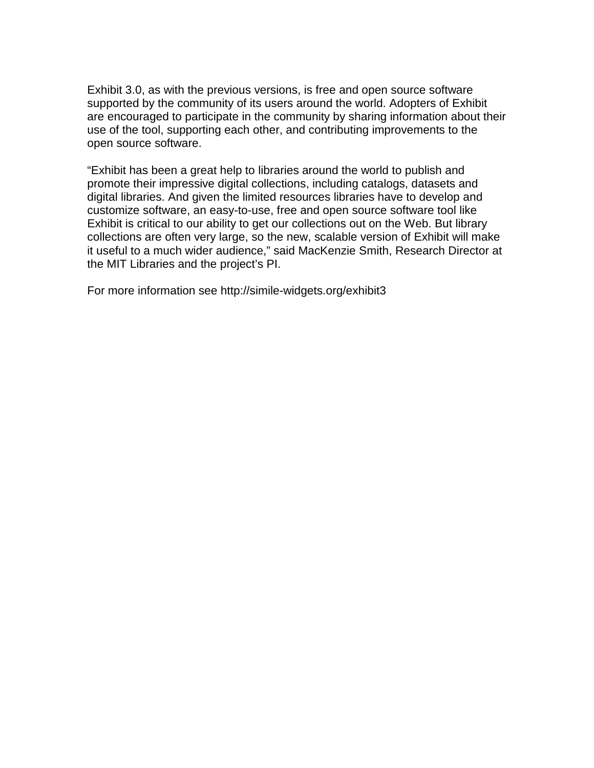Exhibit 3.0, as with the previous versions, is free and open source software supported by the community of its users around the world. Adopters of Exhibit are encouraged to participate in the community by sharing information about their use of the tool, supporting each other, and contributing improvements to the open source software.

“Exhibit has been a great help to libraries around the world to publish and promote their impressive digital collections, including catalogs, datasets and digital libraries. And given the limited resources libraries have to develop and customize software, an easy-to-use, free and open source software tool like Exhibit is critical to our ability to get our collections out on the Web. But library collections are often very large, so the new, scalable version of Exhibit will make it useful to a much wider audience,” said MacKenzie Smith, Research Director at the MIT Libraries and the project’s PI.

For more information see http://simile-widgets.org/exhibit3